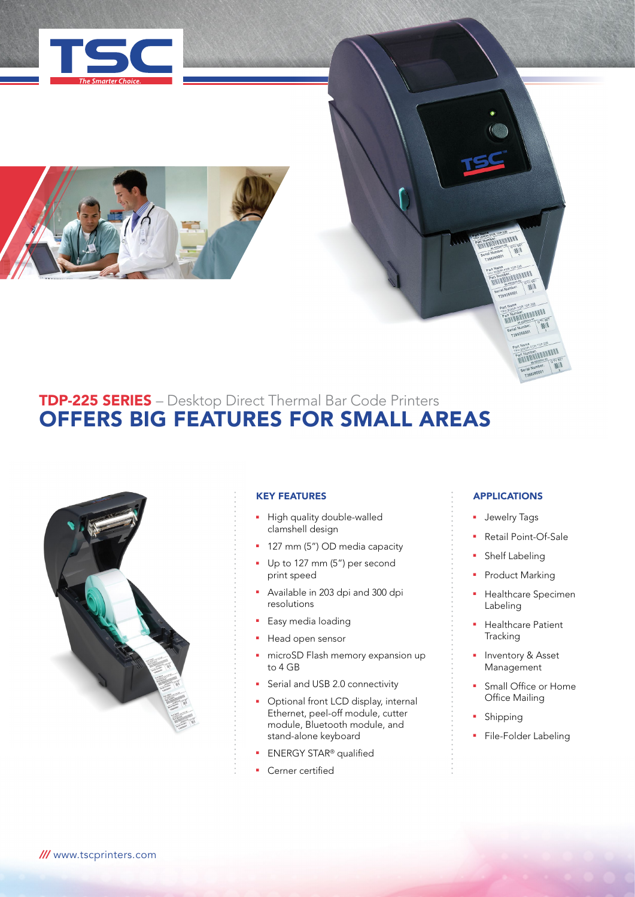# TDP-225 SERIES – Desktop Direct Thermal Bar Code Printers

## OFFERS BIG FEATURES FOR SMALL AREAS

### KEY FEATURES

- High quality double-walled clamshell design
- 127 mm (5") OD media capacity
- Up to 127 mm (5") per second print speed
- Available in 203 dpi and 300 dpi resolutions
- Easy media loading
- Head open sensor
- microSD Flash memory expansion up to 4 GB
- Serial and USB 2.0 connectivity
- Optional front LCD display, internal Ethernet, peel-off module, cutter module, Bluetooth module, and stand-alone keyboard
- ENERGY STAR® qualified
- Cerner certified

### APPLICATIONS

- Jewelry Tags
- Retail Point-Of-Sale
- Shelf Labeling
- Product Marking
- Healthcare Specimen Labeling
- Healthcare Patient Tracking
- Inventory & Asset Management
- Small Office or Home Office Mailing
- Shipping
- File-Folder Labeling

/// www.tscprinters.com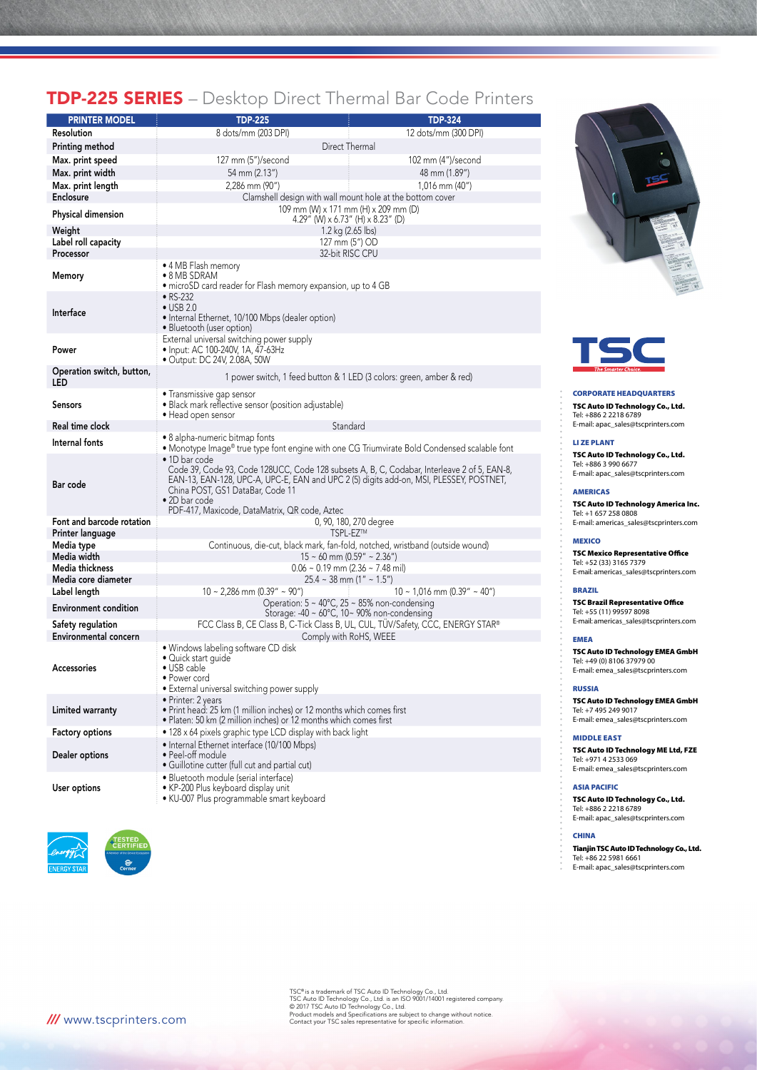# TDP-225 SERIES – Desktop Direct Thermal Bar Code Printers

| PRINTER MODEL | TDP-225 | TDP-324 |
|---|---|---|
| Resolution | 8 dots/mm (203 DPI) | 12 dots/mm (300 DPI) |
| Printing method | Direct Thermal | |
| Max. print speed | 127 mm (5")/second | 102 mm (4")/second |
| Max. print width | 54 mm (2.13") | 48 mm (1.89") |
| Max. print length | 2,286 mm (90") | 1,016 mm (40") |
| Enclosure | Clamshell design with wall mount hole at the bottom cover | |
| Physical dimension | 109 mm (W) x 171 mm (H) x 209 mm (D)<br>4.29" (W) x 6.73" (H) x 8.23" (D) | |
| Weight | 1.2 kg (2.65 lbs) | |
| Label roll capacity | 127 mm (5") OD | |
| Processor | 32-bit RISC CPU | |
| Memory | • 4 MB Flash memory<br>• 8 MB SDRAM<br>• microSD card reader for Flash memory expansion, up to 4 GB | |
| Interface | • RS-232<br>• USB 2.0<br>• Internal Ethernet, 10/100 Mbps (dealer option)<br>• Bluetooth (user option) | |
| Power | External universal switching power supply<br>• Input: AC 100-240V, 1A, 47-63Hz<br>• Output: DC 24V, 2.08A, 50W | |
| Operation switch, button, LED | 1 power switch, 1 feed button & 1 LED (3 colors: green, amber & red) | |
| Sensors | • Transmissive gap sensor<br>• Black mark reflective sensor (position adjustable)<br>• Head open sensor | |
| Real time clock | Standard | |
| Internal fonts | • 8 alpha-numeric bitmap fonts<br>• Monotype Image® true type font engine with one CG Triumvirate Bold Condensed scalable font | |
| Bar code | • 1D bar code<br>Code 39, Code 93, Code 128UCC, Code 128 subsets A, B, C, Codabar, Interleave 2 of 5, EAN-8, EAN-13, EAN-128, UPC-A, UPC-E, EAN and UPC 2 (5) digits add-on, MSI, PLESSEY, POSTNET, China POST, GS1 DataBar, Code 11<br>• 2D bar code<br>PDF-417, Maxicode, DataMatrix, QR code, Aztec | |
| Font and barcode rotation | 0, 90, 180, 270 degree | |
| Printer language | TSPL-EZ™ | |
| Media type | Continuous, die-cut, black mark, fan-fold, notched, wristband (outside wound) | |
| Media width | 15 ~ 60 mm (0.59" ~ 2.36") | |
| Media thickness | 0.06 ~ 0.19 mm (2.36 ~ 7.48 mil) | |
| Media core diameter | 25.4 ~ 38 mm (1" ~ 1.5") | |
| Label length | 10 ~ 2,286 mm (0.39" ~ 90") | 10 ~ 1,016 mm (0.39" ~ 40") |
| Environment condition | Operation: 5 ~ 40°C, 25 ~ 85% non-condensing<br>Storage: -40 ~ 60°C, 10~ 90% non-condensing | |
| Safety regulation | FCC Class B, CE Class B, C-Tick Class B, UL, CUL, TÜV/Safety, CCC, ENERGY STAR® | |
| Environmental concern | Comply with RoHS, WEEE | |
| Accessories | • Windows labeling software CD disk<br>• Quick start guide<br>• USB cable<br>• Power cord<br>• External universal switching power supply | |
| Limited warranty | • Printer: 2 years<br>• Print head: 25 km (1 million inches) or 12 months which comes first<br>• Platen: 50 km (2 million inches) or 12 months which comes first | |
| Factory options | • 128 x 64 pixels graphic type LCD display with back light | |
| Dealer options | • Internal Ethernet interface (10/100 Mbps)<br>• Peel-off module<br>• Guillotine cutter (full cut and partial cut) | |
| User options | • Bluetooth module (serial interface)<br>• KP-200 Plus keyboard display unit<br>• KU-007 Plus programmable smart keyboard | |

TSC
The Smarter Choice.

**CORPORATE HEADQUARTERS**
**TSC Auto ID Technology Co., Ltd.**
Tel: +886 2 2218 6789
E-mail: apac_sales@tscprinters.com

**LI ZE PLANT**
**TSC Auto ID Technology Co., Ltd.**
Tel: +886 3 990 6677
E-mail: apac_sales@tscprinters.com

**AMERICAS**
**TSC Auto ID Technology America Inc.**
Tel: +1 657 258 0808
E-mail: americas_sales@tscprinters.com

**MEXICO**
**TSC Mexico Representative Office**
Tel: +52 (33) 3165 7379
E-mail: americas_sales@tscprinters.com

**BRAZIL**
**TSC Brazil Representative Office**
Tel: +55 (11) 99597 8098
E-mail: americas_sales@tscprinters.com

**EMEA**
**TSC Auto ID Technology EMEA GmbH**
Tel: +49 (0) 8106 37979 00
E-mail: emea_sales@tscprinters.com

**RUSSIA**
**TSC Auto ID Technology EMEA GmbH**
Tel: +7 495 249 9017
E-mail: emea_sales@tscprinters.com

**MIDDLE EAST**
**TSC Auto ID Technology ME Ltd, FZE**
Tel: +971 4 2533 069
E-mail: emea_sales@tscprinters.com

**ASIA PACIFIC**
**TSC Auto ID Technology Co., Ltd.**
Tel: +886 2 2218 6789
E-mail: apac_sales@tscprinters.com

**CHINA**
**Tianjin TSC Auto ID Technology Co., Ltd.**
Tel: +86 22 5981 6661
E-mail: apac_sales@tscprinters.com

TSC® is a trademark of TSC Auto ID Technology Co., Ltd.
TSC Auto ID Technology Co., Ltd. is an ISO 9001/14001 registered company.
© 2017 TSC Auto ID Technology Co., Ltd.
Product models and Specifications are subject to change without notice.
Contact your TSC sales representative for specific information.

/// www.tscprinters.com